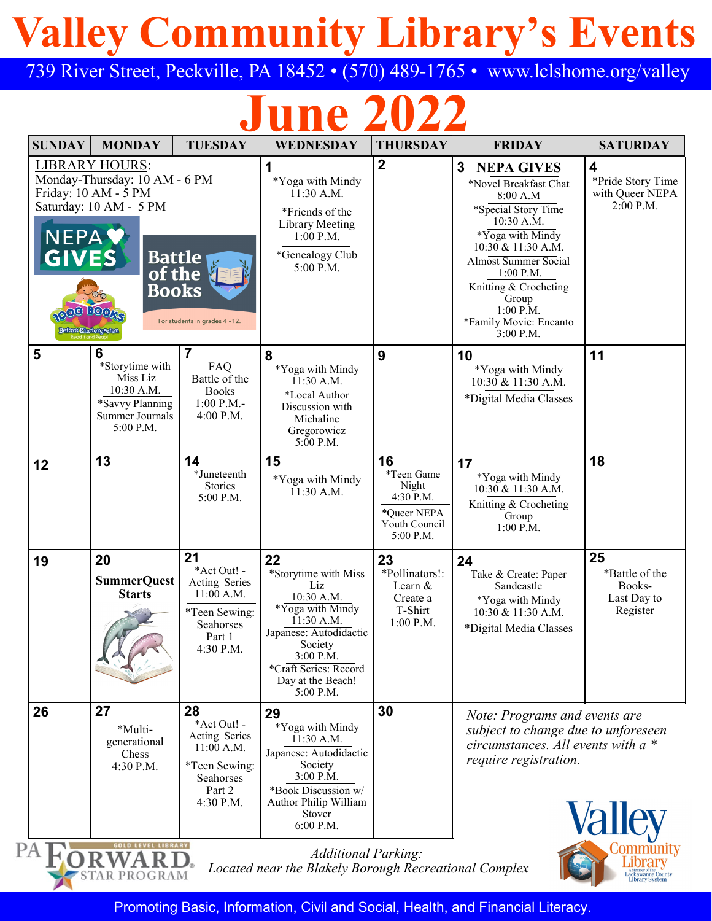# Valley Community Library's Events

739 River Street, Peckville, PA 18452 • (570) 489-1765 • www.lclshome.org/valley

## June 2022

| SUNDAY | MONDAY | TUESDAY | WEDNESDAY | THURSDAY | FRIDAY | SATURDAY |
|---|---|---|---|---|---|---|
| LIBRARY HOURS: Monday-Thursday: 10 AM - 6 PM; Friday: 10 AM - 5 PM; Saturday: 10 AM - 5 PM | NEPA GIVES | Battle of the Books — For students in grades 4 -12. | **1** *Yoga with Mindy 11:30 A.M.; *Friends of the Library Meeting 1:00 P.M.; *Genealogy Club 5:00 P.M. | **2** | **3 NEPA GIVES** *Novel Breakfast Chat 8:00 A.M; *Special Story Time 10:30 A.M.; *Yoga with Mindy 10:30 & 11:30 A.M.; Almost Summer Social 1:00 P.M.; Knitting & Crocheting Group 1:00 P.M.; *Family Movie: Encanto 3:00 P.M. | **4** *Pride Story Time with Queer NEPA 2:00 P.M. |
| **5** | **6** *Storytime with Miss Liz 10:30 A.M.; *Savvy Planning Summer Journals 5:00 P.M. | **7** FAQ Battle of the Books 1:00 P.M.- 4:00 P.M. | **8** *Yoga with Mindy 11:30 A.M.; *Local Author Discussion with Michaline Gregorowicz 5:00 P.M. | **9** | **10** *Yoga with Mindy 10:30 & 11:30 A.M.; *Digital Media Classes | **11** |
| **12** | **13** | **14** *Juneteenth Stories 5:00 P.M. | **15** *Yoga with Mindy 11:30 A.M. | **16** *Teen Game Night 4:30 P.M.; *Queer NEPA Youth Council 5:00 P.M. | **17** *Yoga with Mindy 10:30 & 11:30 A.M.; Knitting & Crocheting Group 1:00 P.M. | **18** |
| **19** | **20** **SummerQuest Starts** | **21** *Act Out! - Acting Series 11:00 A.M.; *Teen Sewing: Seahorses Part 1 4:30 P.M. | **22** *Storytime with Miss Liz 10:30 A.M.; *Yoga with Mindy 11:30 A.M.; Japanese: Autodidactic Society 3:00 P.M.; *Craft Series: Record Day at the Beach! 5:00 P.M. | **23** *Pollinators!: Learn & Create a T-Shirt 1:00 P.M. | **24** Take & Create: Paper Sandcastle; *Yoga with Mindy 10:30 & 11:30 A.M.; *Digital Media Classes | **25** *Battle of the Books- Last Day to Register |
| **26** | **27** *Multi-generational Chess 4:30 P.M. | **28** *Act Out! - Acting Series 11:00 A.M.; *Teen Sewing: Seahorses Part 2 4:30 P.M. | **29** *Yoga with Mindy 11:30 A.M.; Japanese: Autodidactic Society 3:00 P.M.; *Book Discussion w/ Author Philip William Stover 6:00 P.M. | **30** | *Note: Programs and events are subject to change due to unforeseen circumstances. All events with a * require registration.* | |

*Additional Parking:*
*Located near the Blakely Borough Recreational Complex*

PA FORWARD STAR PROGRAM — GOLD LEVEL LIBRARY

Valley Community Library — A Member of the Lackawanna County Library System

Promoting Basic, Information, Civil and Social, Health, and Financial Literacy.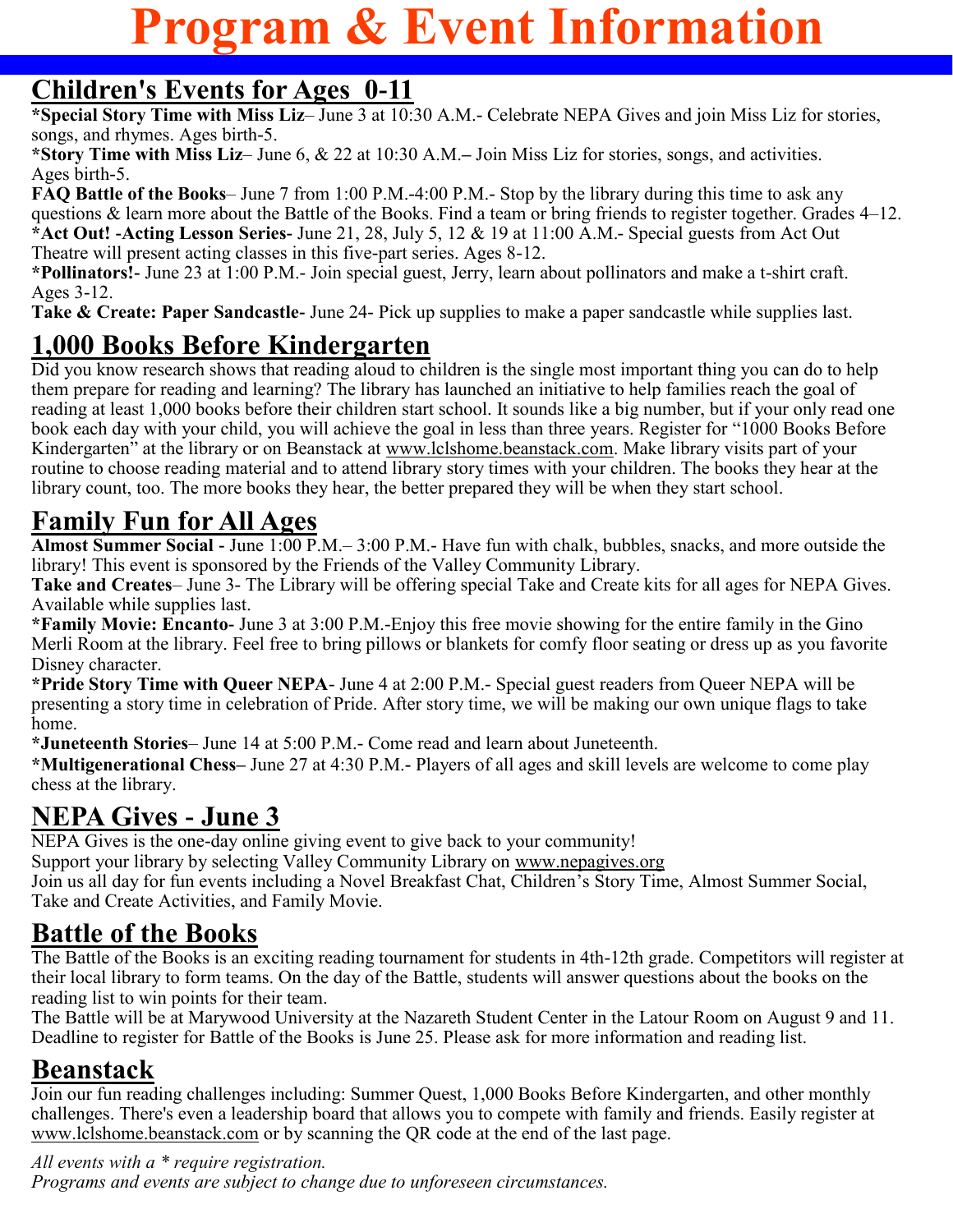# Program & Event Information

## Children's Events for Ages 0-11

**\*Special Story Time with Miss Liz**– June 3 at 10:30 A.M.- Celebrate NEPA Gives and join Miss Liz for stories, songs, and rhymes. Ages birth-5.

**\*Story Time with Miss Liz**– June 6, & 22 at 10:30 A.M.**–** Join Miss Liz for stories, songs, and activities. Ages birth-5.

**FAQ Battle of the Books**– June 7 from 1:00 P.M.-4:00 P.M.- Stop by the library during this time to ask any questions & learn more about the Battle of the Books. Find a team or bring friends to register together. Grades 4–12.

**\*Act Out!** -**Acting Lesson Series-** June 21, 28, July 5, 12 & 19 at 11:00 A.M.- Special guests from Act Out Theatre will present acting classes in this five-part series. Ages 8-12.

**\*Pollinators!-** June 23 at 1:00 P.M.- Join special guest, Jerry, learn about pollinators and make a t-shirt craft. Ages 3-12.

**Take & Create: Paper Sandcastle**- June 24- Pick up supplies to make a paper sandcastle while supplies last.

## 1,000 Books Before Kindergarten

Did you know research shows that reading aloud to children is the single most important thing you can do to help them prepare for reading and learning? The library has launched an initiative to help families reach the goal of reading at least 1,000 books before their children start school. It sounds like a big number, but if your only read one book each day with your child, you will achieve the goal in less than three years. Register for "1000 Books Before Kindergarten" at the library or on Beanstack at www.lclshome.beanstack.com. Make library visits part of your routine to choose reading material and to attend library story times with your children. The books they hear at the library count, too. The more books they hear, the better prepared they will be when they start school.

## Family Fun for All Ages

**Almost Summer Social -** June 1:00 P.M.– 3:00 P.M.- Have fun with chalk, bubbles, snacks, and more outside the library! This event is sponsored by the Friends of the Valley Community Library.

**Take and Creates**– June 3- The Library will be offering special Take and Create kits for all ages for NEPA Gives. Available while supplies last.

**\*Family Movie: Encanto-** June 3 at 3:00 P.M.-Enjoy this free movie showing for the entire family in the Gino Merli Room at the library. Feel free to bring pillows or blankets for comfy floor seating or dress up as you favorite Disney character.

**\*Pride Story Time with Queer NEPA**- June 4 at 2:00 P.M.- Special guest readers from Queer NEPA will be presenting a story time in celebration of Pride. After story time, we will be making our own unique flags to take home.

**\*Juneteenth Stories**– June 14 at 5:00 P.M.- Come read and learn about Juneteenth.

**\*Multigenerational Chess–** June 27 at 4:30 P.M.**-** Players of all ages and skill levels are welcome to come play chess at the library.

## NEPA Gives - June 3

NEPA Gives is the one-day online giving event to give back to your community!
Support your library by selecting Valley Community Library on www.nepagives.org
Join us all day for fun events including a Novel Breakfast Chat, Children's Story Time, Almost Summer Social, Take and Create Activities, and Family Movie.

## Battle of the Books

The Battle of the Books is an exciting reading tournament for students in 4th-12th grade. Competitors will register at their local library to form teams. On the day of the Battle, students will answer questions about the books on the reading list to win points for their team.

The Battle will be at Marywood University at the Nazareth Student Center in the Latour Room on August 9 and 11. Deadline to register for Battle of the Books is June 25. Please ask for more information and reading list.

## Beanstack

Join our fun reading challenges including: Summer Quest, 1,000 Books Before Kindergarten, and other monthly challenges. There's even a leadership board that allows you to compete with family and friends. Easily register at www.lclshome.beanstack.com or by scanning the QR code at the end of the last page.

*All events with a \* require registration.*
*Programs and events are subject to change due to unforeseen circumstances.*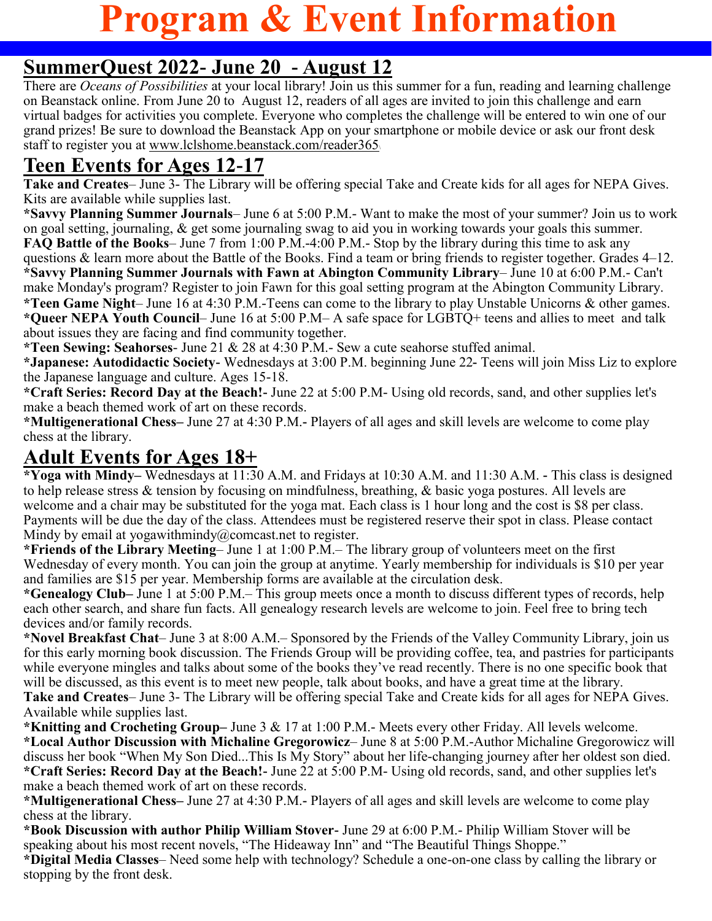# Program & Event Information

## SummerQuest 2022- June 20 - August 12

There are *Oceans of Possibilities* at your local library! Join us this summer for a fun, reading and learning challenge on Beanstack online. From June 20 to August 12, readers of all ages are invited to join this challenge and earn virtual badges for activities you complete. Everyone who completes the challenge will be entered to win one of our grand prizes! Be sure to download the Beanstack App on your smartphone or mobile device or ask our front desk staff to register you at www.lclshome.beanstack.com/reader365

## Teen Events for Ages 12-17

**Take and Creates**– June 3- The Library will be offering special Take and Create kids for all ages for NEPA Gives. Kits are available while supplies last.

***Savvy Planning Summer Journals**– June 6 at 5:00 P.M.- Want to make the most of your summer? Join us to work on goal setting, journaling, & get some journaling swag to aid you in working towards your goals this summer.

**FAQ Battle of the Books**– June 7 from 1:00 P.M.-4:00 P.M.- Stop by the library during this time to ask any questions & learn more about the Battle of the Books. Find a team or bring friends to register together. Grades 4–12.

***Savvy Planning Summer Journals with Fawn at Abington Community Library**– June 10 at 6:00 P.M.- Can't make Monday's program? Register to join Fawn for this goal setting program at the Abington Community Library.

***Teen Game Night**– June 16 at 4:30 P.M.-Teens can come to the library to play Unstable Unicorns & other games.

***Queer NEPA Youth Council**– June 16 at 5:00 P.M– A safe space for LGBTQ+ teens and allies to meet and talk about issues they are facing and find community together.

***Teen Sewing: Seahorses**- June 21 & 28 at 4:30 P.M.- Sew a cute seahorse stuffed animal.

***Japanese: Autodidactic Society**- Wednesdays at 3:00 P.M. beginning June 22- Teens will join Miss Liz to explore the Japanese language and culture. Ages 15-18.

***Craft Series: Record Day at the Beach!**- June 22 at 5:00 P.M- Using old records, sand, and other supplies let's make a beach themed work of art on these records.

***Multigenerational Chess**– June 27 at 4:30 P.M.- Players of all ages and skill levels are welcome to come play chess at the library.

## Adult Events for Ages 18+

***Yoga with Mindy**– Wednesdays at 11:30 A.M. and Fridays at 10:30 A.M. and 11:30 A.M. - This class is designed to help release stress & tension by focusing on mindfulness, breathing, & basic yoga postures. All levels are welcome and a chair may be substituted for the yoga mat. Each class is 1 hour long and the cost is $8 per class. Payments will be due the day of the class. Attendees must be registered reserve their spot in class. Please contact Mindy by email at yogawithmindy@comcast.net to register.

***Friends of the Library Meeting**– June 1 at 1:00 P.M.– The library group of volunteers meet on the first Wednesday of every month. You can join the group at anytime. Yearly membership for individuals is $10 per year and families are $15 per year. Membership forms are available at the circulation desk.

***Genealogy Club**– June 1 at 5:00 P.M.– This group meets once a month to discuss different types of records, help each other search, and share fun facts. All genealogy research levels are welcome to join. Feel free to bring tech devices and/or family records.

***Novel Breakfast Chat**– June 3 at 8:00 A.M.– Sponsored by the Friends of the Valley Community Library, join us for this early morning book discussion. The Friends Group will be providing coffee, tea, and pastries for participants while everyone mingles and talks about some of the books they've read recently. There is no one specific book that will be discussed, as this event is to meet new people, talk about books, and have a great time at the library.

**Take and Creates**– June 3- The Library will be offering special Take and Create kids for all ages for NEPA Gives. Available while supplies last.

***Knitting and Crocheting Group**– June 3 & 17 at 1:00 P.M.- Meets every other Friday. All levels welcome.

***Local Author Discussion with Michaline Gregorowicz**– June 8 at 5:00 P.M.-Author Michaline Gregorowicz will discuss her book "When My Son Died...This Is My Story" about her life-changing journey after her oldest son died.

***Craft Series: Record Day at the Beach!**- June 22 at 5:00 P.M- Using old records, sand, and other supplies let's make a beach themed work of art on these records.

***Multigenerational Chess**– June 27 at 4:30 P.M.- Players of all ages and skill levels are welcome to come play chess at the library.

***Book Discussion with author Philip William Stover**- June 29 at 6:00 P.M.- Philip William Stover will be speaking about his most recent novels, "The Hideaway Inn" and "The Beautiful Things Shoppe."

***Digital Media Classes**– Need some help with technology? Schedule a one-on-one class by calling the library or stopping by the front desk.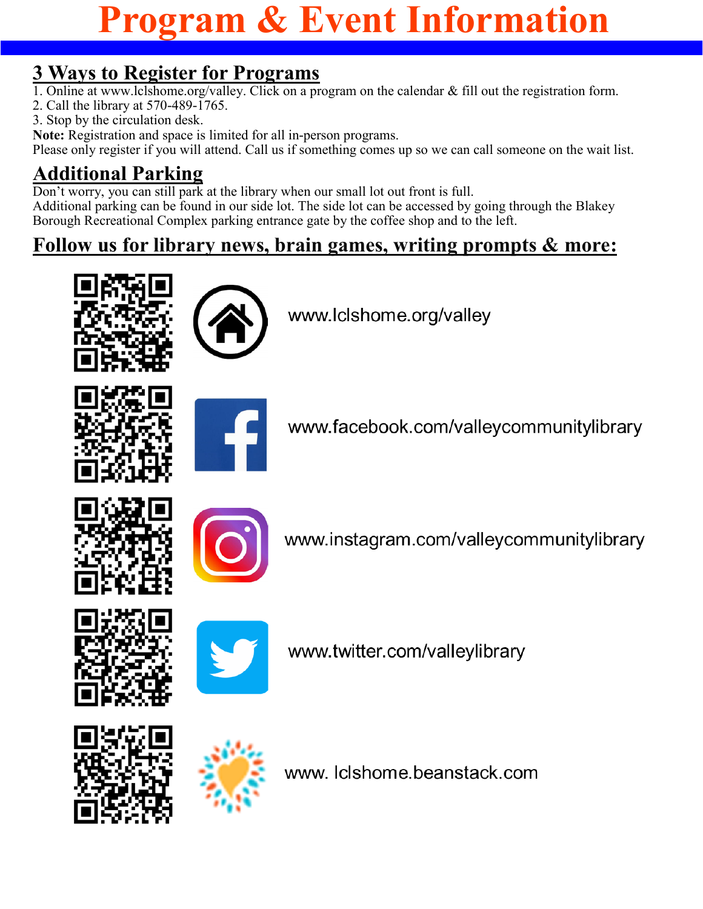# Program & Event Information

## 3 Ways to Register for Programs

1. Online at www.lclshome.org/valley. Click on a program on the calendar & fill out the registration form.
2. Call the library at 570-489-1765.
3. Stop by the circulation desk.

**Note:** Registration and space is limited for all in-person programs.
Please only register if you will attend. Call us if something comes up so we can call someone on the wait list.

## Additional Parking

Don't worry, you can still park at the library when our small lot out front is full.
Additional parking can be found in our side lot. The side lot can be accessed by going through the Blakey Borough Recreational Complex parking entrance gate by the coffee shop and to the left.

## Follow us for library news, brain games, writing prompts & more:

www.lclshome.org/valley

www.facebook.com/valleycommunitylibrary

www.instagram.com/valleycommunitylibrary

www.twitter.com/valleylibrary

www. lclshome.beanstack.com